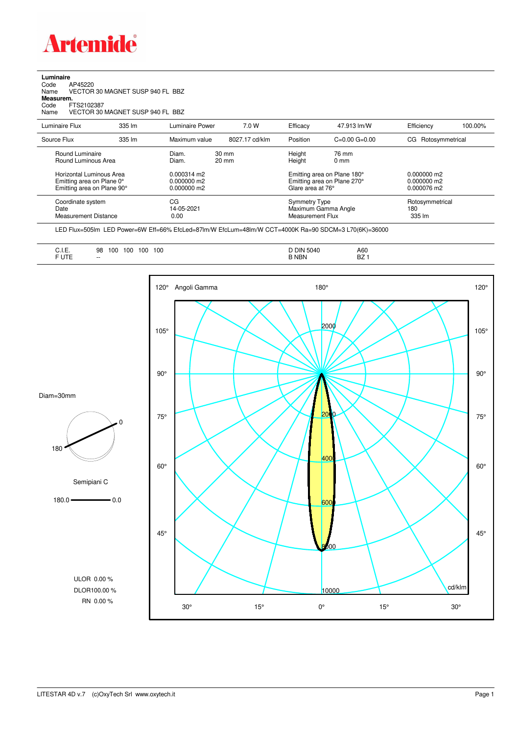# Artemide

**Luminaire**

Code AP45220

Name VECTOR 30 MAGNET SUSP 940 FL BBZ

**Measurem.**

Code FTS2102387

Name VECTOR 30 MAGNET SUSP 940 FL BBZ

| Luminaire Flux | 335 lm | Luminaire Power | 7.0 W | Efficacy | 47.913 lm/W | Efficiency | 100.00% |
|---|---|---|---|---|---|---|---|
| Source Flux | 335 lm | Maximum value | 8027.17 cd/klm | Position | C=0.00 G=0.00 | CG Rotosymmetrical | |

| | | | |
|---|---|---|---|
| Round Luminaire<br>Round Luminous Area | Diam. 30 mm<br>Diam. 20 mm | Height 76 mm<br>Height 0 mm | |
| Horizontal Luminous Area<br>Emitting area on Plane 0°<br>Emitting area on Plane 90° | 0.000314 m2<br>0.000000 m2<br>0.000000 m2 | Emitting area on Plane 180°<br>Emitting area on Plane 270°<br>Glare area at 76° | 0.000000 m2<br>0.000000 m2<br>0.000076 m2 |
| Coordinate system<br>Date<br>Measurement Distance | CG<br>14-05-2021<br>0.00 | Symmetry Type<br>Maximum Gamma Angle<br>Measurement Flux | Rotosymmetrical<br>180<br>335 lm |

LED Flux=505lm LED Power=6W Eff=66% EfcLed=87lm/W EfcLum=48lm/W CCT=4000K Ra=90 SDCM=3 L70(6K)=36000

| | | | |
|---|---|---|---|
| C.I.E. | 98 100 100 100 100 | D DIN 5040 | A60 |
| F UTE | -- | B NBN | BZ 1 |

Diam=30mm

Semipiani C

180.0 — 0.0

ULOR 0.00 %

DLOR100.00 %

RN 0.00 %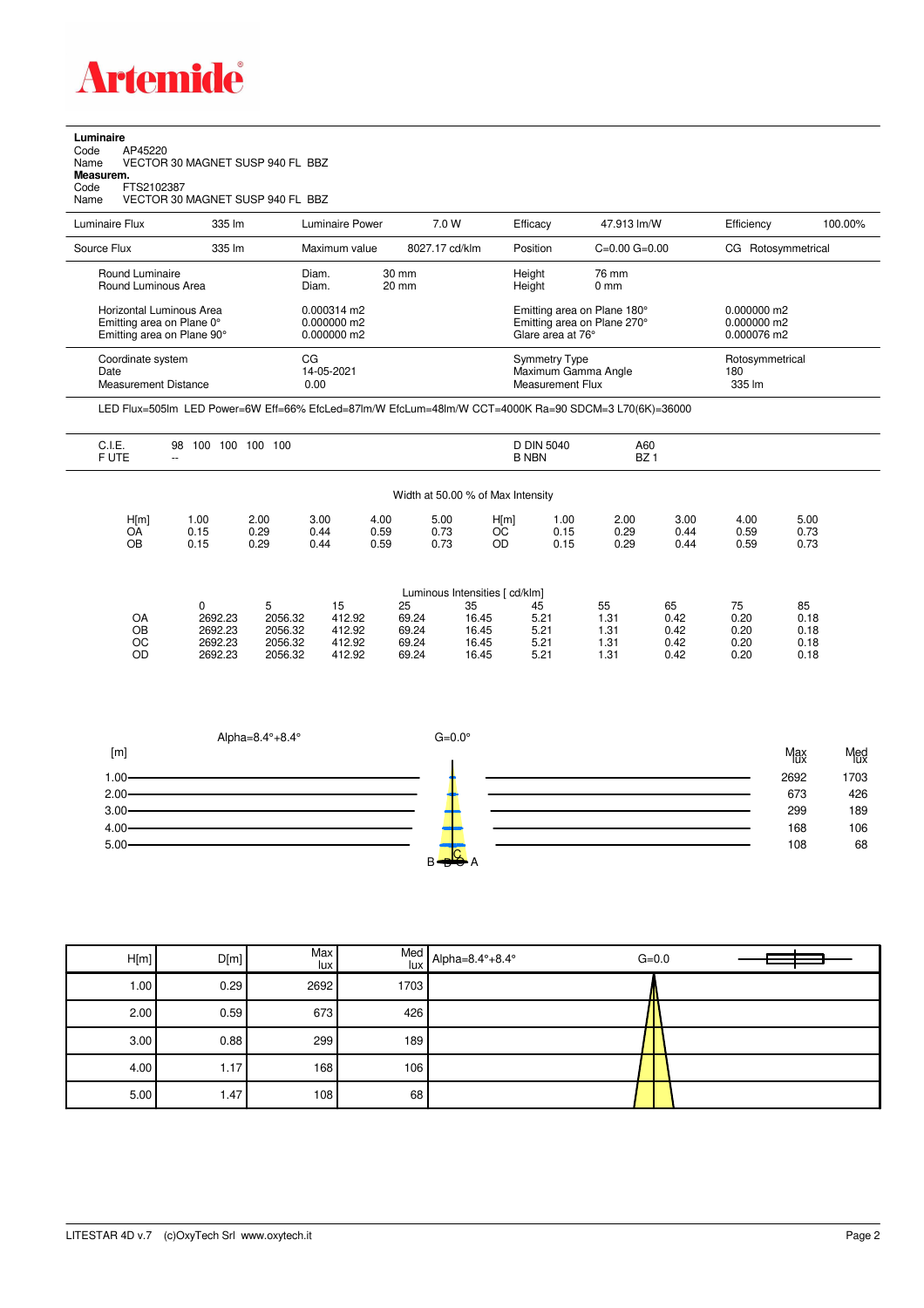**Artemide**

**Luminaire**
Code AP45220
Name VECTOR 30 MAGNET SUSP 940 FL BBZ
**Measurem.**
Code FTS2102387
Name VECTOR 30 MAGNET SUSP 940 FL BBZ

| | | | | | | | |
|---|---|---|---|---|---|---|---|
| Luminaire Flux | 335 lm | Luminaire Power | 7.0 W | Efficacy | 47.913 lm/W | Efficiency | 100.00% |
| Source Flux | 335 lm | Maximum value | 8027.17 cd/klm | Position | C=0.00 G=0.00 | CG Rotosymmetrical | |

| | | | | | |
|---|---|---|---|---|---|
| Round Luminaire | Diam. | 30 mm | Height | 76 mm | |
| Round Luminous Area | Diam. | 20 mm | Height | 0 mm | |
| Horizontal Luminous Area | 0.000314 m2 | | Emitting area on Plane 180° | | 0.000000 m2 |
| Emitting area on Plane 0° | 0.000000 m2 | | Emitting area on Plane 270° | | 0.000000 m2 |
| Emitting area on Plane 90° | 0.000000 m2 | | Glare area at 76° | | 0.000076 m2 |

| | | | |
|---|---|---|---|
| Coordinate system | CG | Symmetry Type | Rotosymmetrical |
| Date | 14-05-2021 | Maximum Gamma Angle | 180 |
| Measurement Distance | 0.00 | Measurement Flux | 335 lm |

LED Flux=505lm LED Power=6W Eff=66% EfcLed=87lm/W EfcLum=48lm/W CCT=4000K Ra=90 SDCM=3 L70(6K)=36000

| | | | |
|---|---|---|---|
| C.I.E. | 98 100 100 100 100 | D DIN 5040 | A60 |
| F UTE | -- | B NBN | BZ 1 |

Width at 50.00 % of Max Intensity

| H[m] | 1.00 | 2.00 | 3.00 | 4.00 | 5.00 | H[m] | 1.00 | 2.00 | 3.00 | 4.00 | 5.00 |
|---|---|---|---|---|---|---|---|---|---|---|---|
| OA | 0.15 | 0.29 | 0.44 | 0.59 | 0.73 | OC | 0.15 | 0.29 | 0.44 | 0.59 | 0.73 |
| OB | 0.15 | 0.29 | 0.44 | 0.59 | 0.73 | OD | 0.15 | 0.29 | 0.44 | 0.59 | 0.73 |

Luminous Intensities [ cd/klm]

| | 0 | 5 | 15 | 25 | 35 | 45 | 55 | 65 | 75 | 85 |
|---|---|---|---|---|---|---|---|---|---|---|
| OA | 2692.23 | 2056.32 | 412.92 | 69.24 | 16.45 | 5.21 | 1.31 | 0.42 | 0.20 | 0.18 |
| OB | 2692.23 | 2056.32 | 412.92 | 69.24 | 16.45 | 5.21 | 1.31 | 0.42 | 0.20 | 0.18 |
| OC | 2692.23 | 2056.32 | 412.92 | 69.24 | 16.45 | 5.21 | 1.31 | 0.42 | 0.20 | 0.18 |
| OD | 2692.23 | 2056.32 | 412.92 | 69.24 | 16.45 | 5.21 | 1.31 | 0.42 | 0.20 | 0.18 |

Alpha=8.4°+8.4°
G=0.0°
[m]
Max lux
Med lux
1.00 2692 1703
2.00 673 426
3.00 299 189
4.00 168 106
5.00 108 68
B D C A

| H[m] | D[m] | Max lux | Med lux | Alpha=8.4°+8.4° G=0.0 |
|---|---|---|---|---|
| 1.00 | 0.29 | 2692 | 1703 | |
| 2.00 | 0.59 | 673 | 426 | |
| 3.00 | 0.88 | 299 | 189 | |
| 4.00 | 1.17 | 168 | 106 | |
| 5.00 | 1.47 | 108 | 68 | |

LITESTAR 4D v.7 (c)OxyTech Srl www.oxytech.it